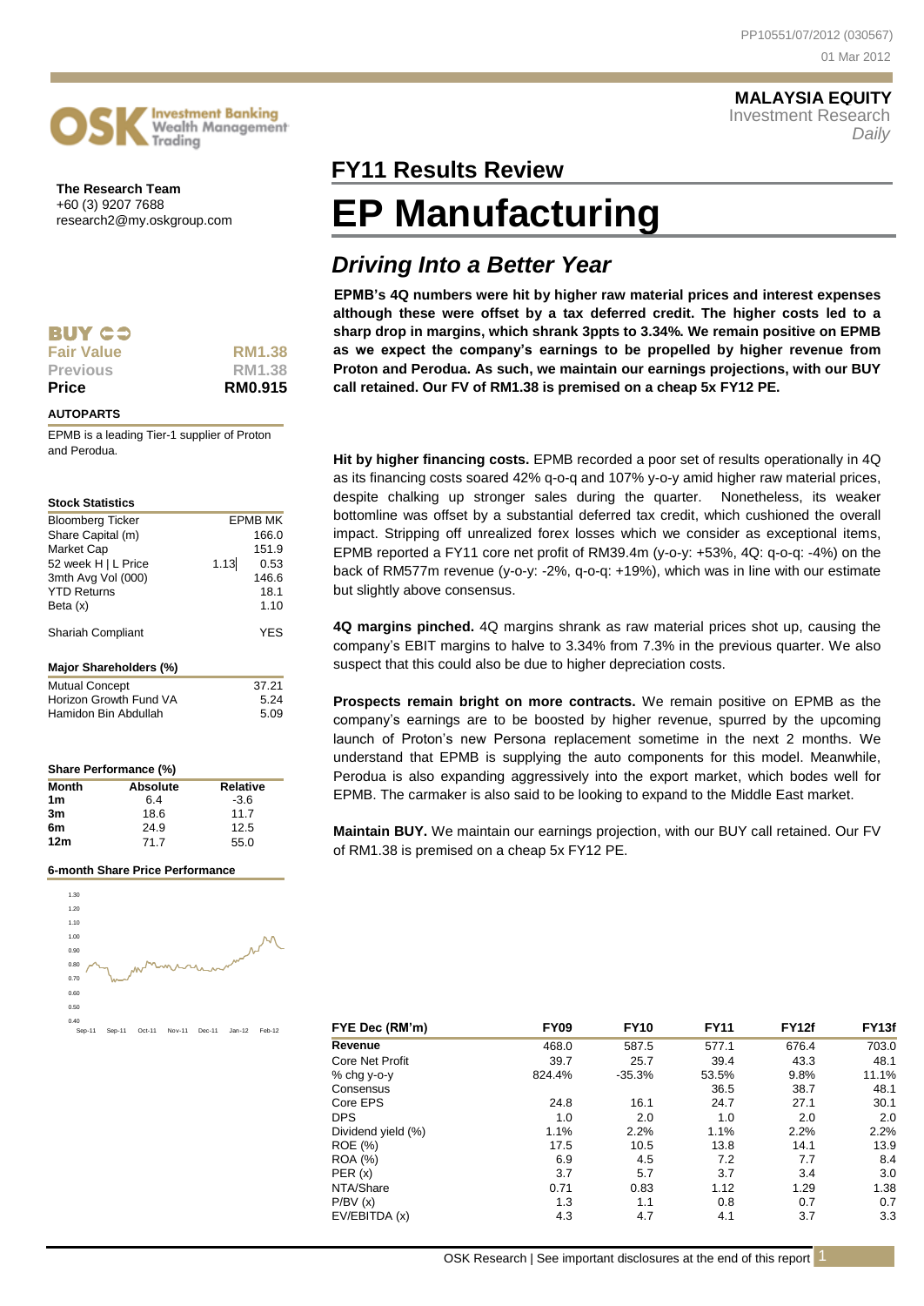MALAYSIA EQUITY
Investment Research
*Daily*

**The Research Team**
+60 (3) 9207 7688
research2@my.oskgroup.com

## FY11 Results Review

# EP Manufacturing

## *Driving Into a Better Year*

**BUY**

| | |
|---|---|
| **Fair Value** | **RM1.38** |
| **Previous** | **RM1.38** |
| **Price** | **RM0.915** |

**AUTOPARTS**

EPMB is a leading Tier-1 supplier of Proton and Perodua.

**Stock Statistics**

| | |
|---|---|
| Bloomberg Ticker | EPMB MK |
| Share Capital (m) | 166.0 |
| Market Cap | 151.9 |
| 52 week H \| L Price | 1.13 \| 0.53 |
| 3mth Avg Vol (000) | 146.6 |
| YTD Returns | 18.1 |
| Beta (x) | 1.10 |
| Shariah Compliant | YES |

**Major Shareholders (%)**

| | |
|---|---|
| Mutual Concept | 37.21 |
| Horizon Growth Fund VA | 5.24 |
| Hamidon Bin Abdullah | 5.09 |

**Share Performance (%)**

| Month | Absolute | Relative |
|---|---|---|
| 1m | 6.4 | -3.6 |
| 3m | 18.6 | 11.7 |
| 6m | 24.9 | 12.5 |
| 12m | 71.7 | 55.0 |

**6-month Share Price Performance**

**EPMB's 4Q numbers were hit by higher raw material prices and interest expenses although these were offset by a tax deferred credit. The higher costs led to a sharp drop in margins, which shrank 3ppts to 3.34%. We remain positive on EPMB as we expect the company's earnings to be propelled by higher revenue from Proton and Perodua. As such, we maintain our earnings projections, with our BUY call retained. Our FV of RM1.38 is premised on a cheap 5x FY12 PE.**

**Hit by higher financing costs.** EPMB recorded a poor set of results operationally in 4Q as its financing costs soared 42% q-o-q and 107% y-o-y amid higher raw material prices, despite chalking up stronger sales during the quarter. Nonetheless, its weaker bottomline was offset by a substantial deferred tax credit, which cushioned the overall impact. Stripping off unrealized forex losses which we consider as exceptional items, EPMB reported a FY11 core net profit of RM39.4m (y-o-y: +53%, 4Q: q-o-q: -4%) on the back of RM577m revenue (y-o-y: -2%, q-o-q: +19%), which was in line with our estimate but slightly above consensus.

**4Q margins pinched.** 4Q margins shrank as raw material prices shot up, causing the company's EBIT margins to halve to 3.34% from 7.3% in the previous quarter. We also suspect that this could also be due to higher depreciation costs.

**Prospects remain bright on more contracts.** We remain positive on EPMB as the company's earnings are to be boosted by higher revenue, spurred by the upcoming launch of Proton's new Persona replacement sometime in the next 2 months. We understand that EPMB is supplying the auto components for this model. Meanwhile, Perodua is also expanding aggressively into the export market, which bodes well for EPMB. The carmaker is also said to be looking to expand to the Middle East market.

**Maintain BUY.** We maintain our earnings projection, with our BUY call retained. Our FV of RM1.38 is premised on a cheap 5x FY12 PE.

| FYE Dec (RM'm) | FY09 | FY10 | FY11 | FY12f | FY13f |
|---|---|---|---|---|---|
| **Revenue** | 468.0 | 587.5 | 577.1 | 676.4 | 703.0 |
| Core Net Profit | 39.7 | 25.7 | 39.4 | 43.3 | 48.1 |
| % chg y-o-y | 824.4% | -35.3% | 53.5% | 9.8% | 11.1% |
| Consensus | | | 36.5 | 38.7 | 48.1 |
| Core EPS | 24.8 | 16.1 | 24.7 | 27.1 | 30.1 |
| DPS | 1.0 | 2.0 | 1.0 | 2.0 | 2.0 |
| Dividend yield (%) | 1.1% | 2.2% | 1.1% | 2.2% | 2.2% |
| ROE (%) | 17.5 | 10.5 | 13.8 | 14.1 | 13.9 |
| ROA (%) | 6.9 | 4.5 | 7.2 | 7.7 | 8.4 |
| PER (x) | 3.7 | 5.7 | 3.7 | 3.4 | 3.0 |
| NTA/Share | 0.71 | 0.83 | 1.12 | 1.29 | 1.38 |
| P/BV (x) | 1.3 | 1.1 | 0.8 | 0.7 | 0.7 |
| EV/EBITDA (x) | 4.3 | 4.7 | 4.1 | 3.7 | 3.3 |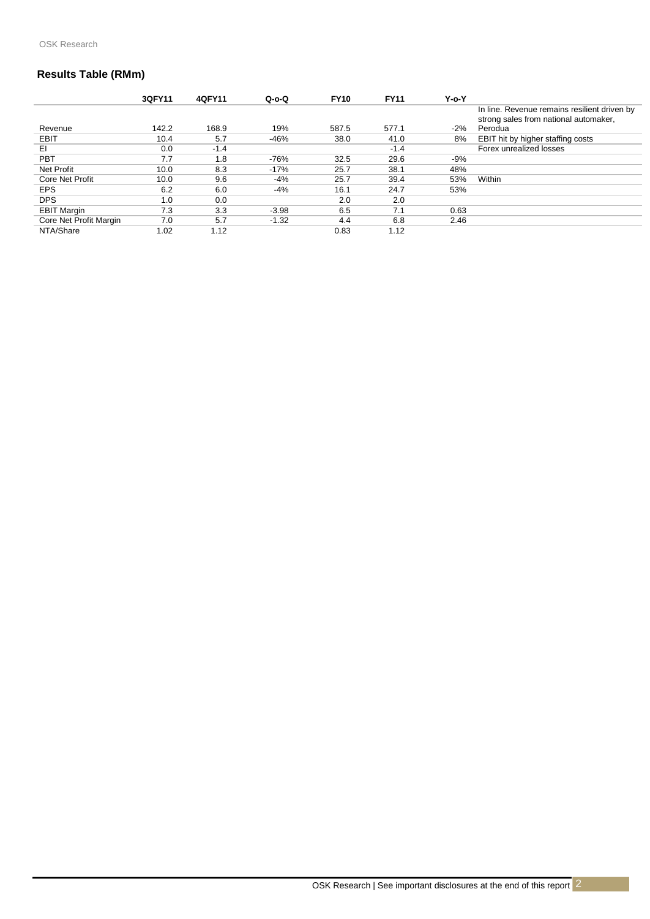## Results Table (RMm)

| | 3QFY11 | 4QFY11 | Q-o-Q | FY10 | FY11 | Y-o-Y | |
|---|---|---|---|---|---|---|---|
| Revenue | 142.2 | 168.9 | 19% | 587.5 | 577.1 | -2% | In line. Revenue remains resilient driven by strong sales from national automaker, Perodua |
| EBIT | 10.4 | 5.7 | -46% | 38.0 | 41.0 | 8% | EBIT hit by higher staffing costs |
| EI | 0.0 | -1.4 | | | -1.4 | | Forex unrealized losses |
| PBT | 7.7 | 1.8 | -76% | 32.5 | 29.6 | -9% | |
| Net Profit | 10.0 | 8.3 | -17% | 25.7 | 38.1 | 48% | |
| Core Net Profit | 10.0 | 9.6 | -4% | 25.7 | 39.4 | 53% | Within |
| EPS | 6.2 | 6.0 | -4% | 16.1 | 24.7 | 53% | |
| DPS | 1.0 | 0.0 | | 2.0 | 2.0 | | |
| EBIT Margin | 7.3 | 3.3 | -3.98 | 6.5 | 7.1 | 0.63 | |
| Core Net Profit Margin | 7.0 | 5.7 | -1.32 | 4.4 | 6.8 | 2.46 | |
| NTA/Share | 1.02 | 1.12 | | 0.83 | 1.12 | | |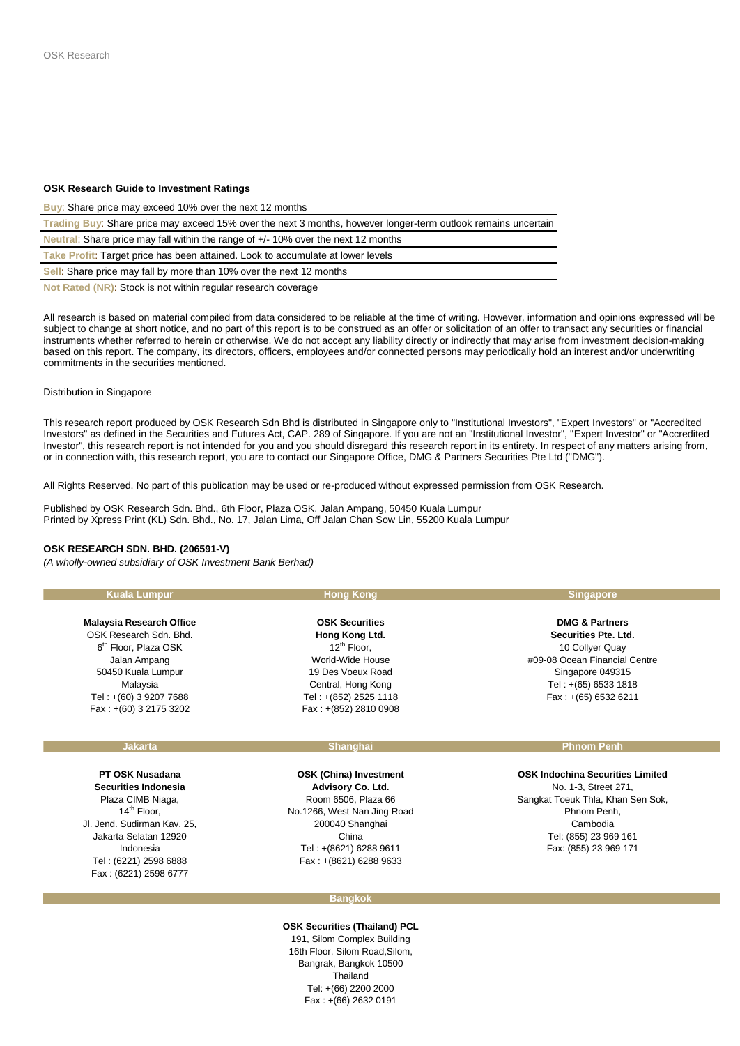**OSK Research Guide to Investment Ratings**

**Buy**: Share price may exceed 10% over the next 12 months

**Trading Buy**: Share price may exceed 15% over the next 3 months, however longer-term outlook remains uncertain

**Neutral**: Share price may fall within the range of +/- 10% over the next 12 months

**Take Profit**: Target price has been attained. Look to accumulate at lower levels

**Sell**: Share price may fall by more than 10% over the next 12 months

**Not Rated (NR)**: Stock is not within regular research coverage

All research is based on material compiled from data considered to be reliable at the time of writing. However, information and opinions expressed will be subject to change at short notice, and no part of this report is to be construed as an offer or solicitation of an offer to transact any securities or financial instruments whether referred to herein or otherwise. We do not accept any liability directly or indirectly that may arise from investment decision-making based on this report. The company, its directors, officers, employees and/or connected persons may periodically hold an interest and/or underwriting commitments in the securities mentioned.

Distribution in Singapore

This research report produced by OSK Research Sdn Bhd is distributed in Singapore only to "Institutional Investors", "Expert Investors" or "Accredited Investors" as defined in the Securities and Futures Act, CAP. 289 of Singapore. If you are not an "Institutional Investor", "Expert Investor" or "Accredited Investor", this research report is not intended for you and you should disregard this research report in its entirety. In respect of any matters arising from, or in connection with, this research report, you are to contact our Singapore Office, DMG & Partners Securities Pte Ltd ("DMG").

All Rights Reserved. No part of this publication may be used or re-produced without expressed permission from OSK Research.

Published by OSK Research Sdn. Bhd., 6th Floor, Plaza OSK, Jalan Ampang, 50450 Kuala Lumpur
Printed by Xpress Print (KL) Sdn. Bhd., No. 17, Jalan Lima, Off Jalan Chan Sow Lin, 55200 Kuala Lumpur

**OSK RESEARCH SDN. BHD. (206591-V)**
*(A wholly-owned subsidiary of OSK Investment Bank Berhad)*

**Kuala Lumpur**

**Malaysia Research Office**
OSK Research Sdn. Bhd.
6th Floor, Plaza OSK
Jalan Ampang
50450 Kuala Lumpur
Malaysia
Tel : +(60) 3 9207 7688
Fax : +(60) 3 2175 3202

**Hong Kong**

**OSK Securities Hong Kong Ltd.**
12th Floor,
World-Wide House
19 Des Voeux Road
Central, Hong Kong
Tel : +(852) 2525 1118
Fax : +(852) 2810 0908

**Singapore**

**DMG & Partners Securities Pte. Ltd.**
10 Collyer Quay
#09-08 Ocean Financial Centre
Singapore 049315
Tel : +(65) 6533 1818
Fax : +(65) 6532 6211

**Jakarta**

**PT OSK Nusadana Securities Indonesia**
Plaza CIMB Niaga,
14th Floor,
Jl. Jend. Sudirman Kav. 25,
Jakarta Selatan 12920
Indonesia
Tel : (6221) 2598 6888
Fax : (6221) 2598 6777

**Shanghai**

**OSK (China) Investment Advisory Co. Ltd.**
Room 6506, Plaza 66
No.1266, West Nan Jing Road
200040 Shanghai
China
Tel : +(8621) 6288 9611
Fax : +(8621) 6288 9633

**Phnom Penh**

**OSK Indochina Securities Limited**
No. 1-3, Street 271,
Sangkat Toeuk Thla, Khan Sen Sok,
Phnom Penh,
Cambodia
Tel: (855) 23 969 161
Fax: (855) 23 969 171

**Bangkok**

**OSK Securities (Thailand) PCL**
191, Silom Complex Building
16th Floor, Silom Road,Silom,
Bangrak, Bangkok 10500
Thailand
Tel: +(66) 2200 2000
Fax : +(66) 2632 0191